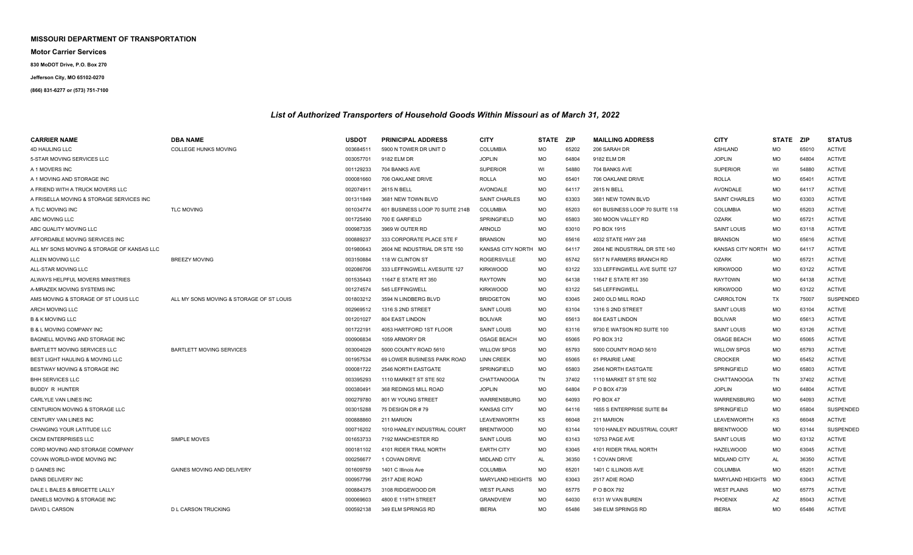**MISSOURI DEPARTMENT OF TRANSPORTATION**

**Motor Carrier Services**

**830 MoDOT Drive, P.O. Box 270**

**Jefferson City, MO 65102-0270**

**(866) 831-6277 or (573) 751-7100**

## *List of Authorized Transporters of Household Goods Within Missouri as of March 31, 2022*

| CARRIER NAME | DBA NAME | USDOT | PRINICIPAL ADDRESS | CITY | STATE | ZIP | MAILLING ADDRESS | CITY | STATE | ZIP | STATUS |
|---|---|---|---|---|---|---|---|---|---|---|---|
| 4D HAULING LLC | COLLEGE HUNKS MOVING | 003684511 | 5900 N TOWER DR UNIT D | COLUMBIA | MO | 65202 | 206 SARAH DR | ASHLAND | MO | 65010 | ACTIVE |
| 5-STAR MOVING SERVICES LLC | | 003057701 | 9182 ELM DR | JOPLIN | MO | 64804 | 9182 ELM DR | JOPLIN | MO | 64804 | ACTIVE |
| A 1 MOVERS INC | | 001129233 | 704 BANKS AVE | SUPERIOR | WI | 54880 | 704 BANKS AVE | SUPERIOR | WI | 54880 | ACTIVE |
| A 1 MOVING AND STORAGE INC | | 000081660 | 706 OAKLANE DRIVE | ROLLA | MO | 65401 | 706 OAKLANE DRIVE | ROLLA | MO | 65401 | ACTIVE |
| A FRIEND WITH A TRUCK MOVERS LLC | | 002074911 | 2615 N BELL | AVONDALE | MO | 64117 | 2615 N BELL | AVONDALE | MO | 64117 | ACTIVE |
| A FRISELLA MOVING & STORAGE SERVICES INC | | 001311849 | 3681 NEW TOWN BLVD | SAINT CHARLES | MO | 63303 | 3681 NEW TOWN BLVD | SAINT CHARLES | MO | 63303 | ACTIVE |
| A TLC MOVING INC | TLC MOVING | 001034774 | 601 BUSINESS LOOP 70 SUITE 214B | COLUMBIA | MO | 65203 | 601 BUSINESS LOOP 70 SUITE 118 | COLUMBIA | MO | 65203 | ACTIVE |
| ABC MOVING LLC | | 001725490 | 700 E GARFIELD | SPRINGFIELD | MO | 65803 | 360 MOON VALLEY RD | OZARK | MO | 65721 | ACTIVE |
| ABC QUALITY MOVING LLC | | 000987335 | 3969 W OUTER RD | ARNOLD | MO | 63010 | PO BOX 1915 | SAINT LOUIS | MO | 63118 | ACTIVE |
| AFFORDABLE MOVING SERVICES INC | | 000889237 | 333 CORPORATE PLACE STE F | BRANSON | MO | 65616 | 4032 STATE HWY 248 | BRANSON | MO | 65616 | ACTIVE |
| ALL MY SONS MOVING & STORAGE OF KANSAS LLC | | 001980643 | 2604 NE INDUSTRIAL DR STE 150 | KANSAS CITY NORTH | MO | 64117 | 2604 NE INDUSTRIAL DR STE 140 | KANSAS CITY NORTH | MO | 64117 | ACTIVE |
| ALLEN MOVING LLC | BREEZY MOVING | 003150884 | 118 W CLINTON ST | ROGERSVILLE | MO | 65742 | 5517 N FARMERS BRANCH RD | OZARK | MO | 65721 | ACTIVE |
| ALL-STAR MOVING LLC | | 002086706 | 333 LEFFINGWELL AVESUITE 127 | KIRKWOOD | MO | 63122 | 333 LEFFINGWELL AVE SUITE 127 | KIRKWOOD | MO | 63122 | ACTIVE |
| ALWAYS HELPFUL MOVERS MINISTRIES | | 001535443 | 11647 E STATE RT 350 | RAYTOWN | MO | 64138 | 11647 E STATE RT 350 | RAYTOWN | MO | 64138 | ACTIVE |
| A-MRAZEK MOVING SYSTEMS INC | | 001274574 | 545 LEFFINGWELL | KIRKWOOD | MO | 63122 | 545 LEFFINGWELL | KIRKWOOD | MO | 63122 | ACTIVE |
| AMS MOVING & STORAGE OF ST LOUIS LLC | ALL MY SONS MOVING & STORAGE OF ST LOUIS | 001803212 | 3594 N LINDBERG BLVD | BRIDGETON | MO | 63045 | 2400 OLD MILL ROAD | CARROLTON | TX | 75007 | SUSPENDED |
| ARCH MOVING LLC | | 002969512 | 1316 S 2ND STREET | SAINT LOUIS | MO | 63104 | 1316 S 2ND STREET | SAINT LOUIS | MO | 63104 | ACTIVE |
| B & K MOVING LLC | | 001201027 | 804 EAST LINDON | BOLIVAR | MO | 65613 | 804 EAST LINDON | BOLIVAR | MO | 65613 | ACTIVE |
| B & L MOVING COMPANY INC | | 001722191 | 4053 HARTFORD 1ST FLOOR | SAINT LOUIS | MO | 63116 | 9730 E WATSON RD SUITE 100 | SAINT LOUIS | MO | 63126 | ACTIVE |
| BAGNELL MOVING AND STORAGE INC | | 000906834 | 1059 ARMORY DR | OSAGE BEACH | MO | 65065 | PO BOX 312 | OSAGE BEACH | MO | 65065 | ACTIVE |
| BARTLETT MOVING SERVICES LLC | BARTLETT MOVING SERVICES | 003004029 | 5000 COUNTY ROAD 5610 | WILLOW SPGS | MO | 65793 | 5000 COUNTY ROAD 5610 | WILLOW SPGS | MO | 65793 | ACTIVE |
| BEST LIGHT HAULING & MOVING LLC | | 001957534 | 69 LOWER BUSINESS PARK ROAD | LINN CREEK | MO | 65065 | 61 PRAIRIE LANE | CROCKER | MO | 65452 | ACTIVE |
| BESTWAY MOVING & STORAGE INC | | 000081722 | 2546 NORTH EASTGATE | SPRINGFIELD | MO | 65803 | 2546 NORTH EASTGATE | SPRINGFIELD | MO | 65803 | ACTIVE |
| BHH SERVICES LLC | | 003395293 | 1110 MARKET ST STE 502 | CHATTANOOGA | TN | 37402 | 1110 MARKET ST STE 502 | CHATTANOOGA | TN | 37402 | ACTIVE |
| BUDDY R HUNTER | | 000380491 | 368 REDINGS MILL ROAD | JOPLIN | MO | 64804 | P O BOX 4739 | JOPLIN | MO | 64804 | ACTIVE |
| CARLYLE VAN LINES INC | | 000279780 | 801 W YOUNG STREET | WARRENSBURG | MO | 64093 | PO BOX 47 | WARRENSBURG | MO | 64093 | ACTIVE |
| CENTURION MOVING & STORAGE LLC | | 003015288 | 75 DESIGN DR # 79 | KANSAS CITY | MO | 64116 | 1655 S ENTERPRISE SUITE B4 | SPRINGFIELD | MO | 65804 | SUSPENDED |
| CENTURY VAN LINES INC | | 000888860 | 211 MARION | LEAVENWORTH | KS | 66048 | 211 MARION | LEAVENWORTH | KS | 66048 | ACTIVE |
| CHANGING YOUR LATITUDE LLC | | 000716202 | 1010 HANLEY INDUSTRIAL COURT | BRENTWOOD | MO | 63144 | 1010 HANLEY INDUSTRIAL COURT | BRENTWOOD | MO | 63144 | SUSPENDED |
| CKCM ENTERPRISES LLC | SIMPLE MOVES | 001653733 | 7192 MANCHESTER RD | SAINT LOUIS | MO | 63143 | 10753 PAGE AVE | SAINT LOUIS | MO | 63132 | ACTIVE |
| CORD MOVING AND STORAGE COMPANY | | 000181102 | 4101 RIDER TRAIL NORTH | EARTH CITY | MO | 63045 | 4101 RIDER TRAIL NORTH | HAZELWOOD | MO | 63045 | ACTIVE |
| COVAN WORLD-WIDE MOVING INC | | 000256677 | 1 COVAN DRIVE | MIDLAND CITY | AL | 36350 | 1 COVAN DRIVE | MIDLAND CITY | AL | 36350 | ACTIVE |
| D GAINES INC | GAINES MOVING AND DELIVERY | 001609759 | 1401 C Illinois Ave | COLUMBIA | MO | 65201 | 1401 C ILLINOIS AVE | COLUMBIA | MO | 65201 | ACTIVE |
| DAINS DELIVERY INC | | 000957796 | 2517 ADIE ROAD | MARYLAND HEIGHTS | MO | 63043 | 2517 ADIE ROAD | MARYLAND HEIGHTS | MO | 63043 | ACTIVE |
| DALE L BALES & BRIGETTE LALLY | | 000884375 | 3108 RIDGEWOOD DR | WEST PLAINS | MO | 65775 | P O BOX 792 | WEST PLAINS | MO | 65775 | ACTIVE |
| DANIELS MOVING & STORAGE INC | | 000069603 | 4800 E 119TH STREET | GRANDVIEW | MO | 64030 | 6131 W VAN BUREN | PHOENIX | AZ | 85043 | ACTIVE |
| DAVID L CARSON | D L CARSON TRUCKING | 000592138 | 349 ELM SPRINGS RD | IBERIA | MO | 65486 | 349 ELM SPRINGS RD | IBERIA | MO | 65486 | ACTIVE |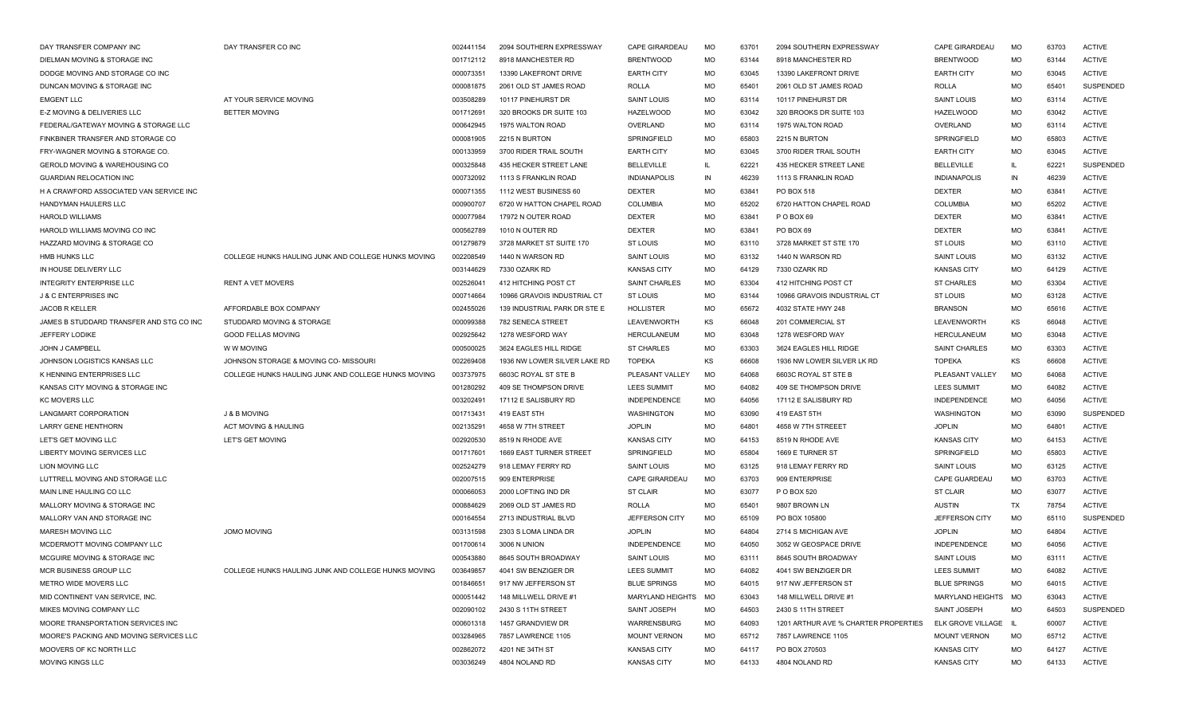| | | | | | | | | | | | | |
|---|---|---|---|---|---|---|---|---|---|---|---|---|
| DAY TRANSFER COMPANY INC | DAY TRANSFER CO INC | 002441154 | 2094 SOUTHERN EXPRESSWAY | CAPE GIRARDEAU | MO | 63701 | 2094 SOUTHERN EXPRESSWAY | CAPE GIRARDEAU | MO | 63703 | ACTIVE |
| DIELMAN MOVING & STORAGE INC | | 001712112 | 8918 MANCHESTER RD | BRENTWOOD | MO | 63144 | 8918 MANCHESTER RD | BRENTWOOD | MO | 63144 | ACTIVE |
| DODGE MOVING AND STORAGE CO INC | | 000073351 | 13390 LAKEFRONT DRIVE | EARTH CITY | MO | 63045 | 13390 LAKEFRONT DRIVE | EARTH CITY | MO | 63045 | ACTIVE |
| DUNCAN MOVING & STORAGE INC | | 000081875 | 2061 OLD ST JAMES ROAD | ROLLA | MO | 65401 | 2061 OLD ST JAMES ROAD | ROLLA | MO | 65401 | SUSPENDED |
| EMGENT LLC | AT YOUR SERVICE MOVING | 003508289 | 10117 PINEHURST DR | SAINT LOUIS | MO | 63114 | 10117 PINEHURST DR | SAINT LOUIS | MO | 63114 | ACTIVE |
| E-Z MOVING & DELIVERIES LLC | BETTER MOVING | 001712691 | 320 BROOKS DR SUITE 103 | HAZELWOOD | MO | 63042 | 320 BROOKS DR SUITE 103 | HAZELWOOD | MO | 63042 | ACTIVE |
| FEDERAL/GATEWAY MOVING & STORAGE LLC | | 000642945 | 1975 WALTON ROAD | OVERLAND | MO | 63114 | 1975 WALTON ROAD | OVERLAND | MO | 63114 | ACTIVE |
| FINKBINER TRANSFER AND STORAGE CO | | 000081905 | 2215 N BURTON | SPRINGFIELD | MO | 65803 | 2215 N BURTON | SPRINGFIELD | MO | 65803 | ACTIVE |
| FRY-WAGNER MOVING & STORAGE CO. | | 000133959 | 3700 RIDER TRAIL SOUTH | EARTH CITY | MO | 63045 | 3700 RIDER TRAIL SOUTH | EARTH CITY | MO | 63045 | ACTIVE |
| GEROLD MOVING & WAREHOUSING CO | | 000325848 | 435 HECKER STREET LANE | BELLEVILLE | IL | 62221 | 435 HECKER STREET LANE | BELLEVILLE | IL | 62221 | SUSPENDED |
| GUARDIAN RELOCATION INC | | 000732092 | 1113 S FRANKLIN ROAD | INDIANAPOLIS | IN | 46239 | 1113 S FRANKLIN ROAD | INDIANAPOLIS | IN | 46239 | ACTIVE |
| H A CRAWFORD ASSOCIATED VAN SERVICE INC | | 000071355 | 1112 WEST BUSINESS 60 | DEXTER | MO | 63841 | PO BOX 518 | DEXTER | MO | 63841 | ACTIVE |
| HANDYMAN HAULERS LLC | | 000900707 | 6720 W HATTON CHAPEL ROAD | COLUMBIA | MO | 65202 | 6720 HATTON CHAPEL ROAD | COLUMBIA | MO | 65202 | ACTIVE |
| HAROLD WILLIAMS | | 000077984 | 17972 N OUTER ROAD | DEXTER | MO | 63841 | P O BOX 69 | DEXTER | MO | 63841 | ACTIVE |
| HAROLD WILLIAMS MOVING CO INC | | 000562789 | 1010 N OUTER RD | DEXTER | MO | 63841 | PO BOX 69 | DEXTER | MO | 63841 | ACTIVE |
| HAZZARD MOVING & STORAGE CO | | 001279879 | 3728 MARKET ST SUITE 170 | ST LOUIS | MO | 63110 | 3728 MARKET ST STE 170 | ST LOUIS | MO | 63110 | ACTIVE |
| HMB HUNKS LLC | COLLEGE HUNKS HAULING JUNK AND COLLEGE HUNKS MOVING | 002208549 | 1440 N WARSON RD | SAINT LOUIS | MO | 63132 | 1440 N WARSON RD | SAINT LOUIS | MO | 63132 | ACTIVE |
| IN HOUSE DELIVERY LLC | | 003144629 | 7330 OZARK RD | KANSAS CITY | MO | 64129 | 7330 OZARK RD | KANSAS CITY | MO | 64129 | ACTIVE |
| INTEGRITY ENTERPRISE LLC | RENT A VET MOVERS | 002526041 | 412 HITCHING POST CT | SAINT CHARLES | MO | 63304 | 412 HITCHING POST CT | ST CHARLES | MO | 63304 | ACTIVE |
| J & C ENTERPRISES INC | | 000714664 | 10966 GRAVOIS INDUSTRIAL CT | ST LOUIS | MO | 63144 | 10966 GRAVOIS INDUSTRIAL CT | ST LOUIS | MO | 63128 | ACTIVE |
| JACOB R KELLER | AFFORDABLE BOX COMPANY | 002455026 | 139 INDUSTRIAL PARK DR STE E | HOLLISTER | MO | 65672 | 4032 STATE HWY 248 | BRANSON | MO | 65616 | ACTIVE |
| JAMES B STUDDARD TRANSFER AND STG CO INC | STUDDARD MOVING & STORAGE | 000099388 | 782 SENECA STREET | LEAVENWORTH | KS | 66048 | 201 COMMERCIAL ST | LEAVENWORTH | KS | 66048 | ACTIVE |
| JEFFERY LODIKE | GOOD FELLAS MOVING | 002925642 | 1278 WESFORD WAY | HERCULANEUM | MO | 63048 | 1278 WESFORD WAY | HERCULANEUM | MO | 63048 | ACTIVE |
| JOHN J CAMPBELL | W W MOVING | 000500025 | 3624 EAGLES HILL RIDGE | ST CHARLES | MO | 63303 | 3624 EAGLES HILL RIDGE | SAINT CHARLES | MO | 63303 | ACTIVE |
| JOHNSON LOGISTICS KANSAS LLC | JOHNSON STORAGE & MOVING CO- MISSOURI | 002269408 | 1936 NW LOWER SILVER LAKE RD | TOPEKA | KS | 66608 | 1936 NW LOWER SILVER LK RD | TOPEKA | KS | 66608 | ACTIVE |
| K HENNING ENTERPRISES LLC | COLLEGE HUNKS HAULING JUNK AND COLLEGE HUNKS MOVING | 003737975 | 6603C ROYAL ST STE B | PLEASANT VALLEY | MO | 64068 | 6603C ROYAL ST STE B | PLEASANT VALLEY | MO | 64068 | ACTIVE |
| KANSAS CITY MOVING & STORAGE INC | | 001280292 | 409 SE THOMPSON DRIVE | LEES SUMMIT | MO | 64082 | 409 SE THOMPSON DRIVE | LEES SUMMIT | MO | 64082 | ACTIVE |
| KC MOVERS LLC | | 003202491 | 17112 E SALISBURY RD | INDEPENDENCE | MO | 64056 | 17112 E SALISBURY RD | INDEPENDENCE | MO | 64056 | ACTIVE |
| LANGMART CORPORATION | J & B MOVING | 001713431 | 419 EAST 5TH | WASHINGTON | MO | 63090 | 419 EAST 5TH | WASHINGTON | MO | 63090 | SUSPENDED |
| LARRY GENE HENTHORN | ACT MOVING & HAULING | 002135291 | 4658 W 7TH STREET | JOPLIN | MO | 64801 | 4658 W 7TH STREEET | JOPLIN | MO | 64801 | ACTIVE |
| LET'S GET MOVING LLC | LET'S GET MOVING | 002920530 | 8519 N RHODE AVE | KANSAS CITY | MO | 64153 | 8519 N RHODE AVE | KANSAS CITY | MO | 64153 | ACTIVE |
| LIBERTY MOVING SERVICES LLC | | 001717601 | 1669 EAST TURNER STREET | SPRINGFIELD | MO | 65804 | 1669 E TURNER ST | SPRINGFIELD | MO | 65803 | ACTIVE |
| LION MOVING LLC | | 002524279 | 918 LEMAY FERRY RD | SAINT LOUIS | MO | 63125 | 918 LEMAY FERRY RD | SAINT LOUIS | MO | 63125 | ACTIVE |
| LUTTRELL MOVING AND STORAGE LLC | | 002007515 | 909 ENTERPRISE | CAPE GIRARDEAU | MO | 63703 | 909 ENTERPRISE | CAPE GUARDEAU | MO | 63703 | ACTIVE |
| MAIN LINE HAULING CO LLC | | 000066053 | 2000 LOFTING IND DR | ST CLAIR | MO | 63077 | P O BOX 520 | ST CLAIR | MO | 63077 | ACTIVE |
| MALLORY MOVING & STORAGE INC | | 000884629 | 2069 OLD ST JAMES RD | ROLLA | MO | 65401 | 9807 BROWN LN | AUSTIN | TX | 78754 | ACTIVE |
| MALLORY VAN AND STORAGE INC | | 000164554 | 2713 INDUSTRIAL BLVD | JEFFERSON CITY | MO | 65109 | PO BOX 105800 | JEFFERSON CITY | MO | 65110 | SUSPENDED |
| MARESH MOVING LLC | JOMO MOVING | 003131598 | 2303 S LOMA LINDA DR | JOPLIN | MO | 64804 | 2714 S MICHIGAN AVE | JOPLIN | MO | 64804 | ACTIVE |
| MCDERMOTT MOVING COMPANY LLC | | 001700614 | 3006 N UNION | INDEPENDENCE | MO | 64050 | 3052 W GEOSPACE DRIVE | INDEPENDENCE | MO | 64056 | ACTIVE |
| MCGUIRE MOVING & STORAGE INC | | 000543880 | 8645 SOUTH BROADWAY | SAINT LOUIS | MO | 63111 | 8645 SOUTH BROADWAY | SAINT LOUIS | MO | 63111 | ACTIVE |
| MCR BUSINESS GROUP LLC | COLLEGE HUNKS HAULING JUNK AND COLLEGE HUNKS MOVING | 003649857 | 4041 SW BENZIGER DR | LEES SUMMIT | MO | 64082 | 4041 SW BENZIGER DR | LEES SUMMIT | MO | 64082 | ACTIVE |
| METRO WIDE MOVERS LLC | | 001846651 | 917 NW JEFFERSON ST | BLUE SPRINGS | MO | 64015 | 917 NW JEFFERSON ST | BLUE SPRINGS | MO | 64015 | ACTIVE |
| MID CONTINENT VAN SERVICE, INC. | | 000051442 | 148 MILLWELL DRIVE #1 | MARYLAND HEIGHTS | MO | 63043 | 148 MILLWELL DRIVE #1 | MARYLAND HEIGHTS | MO | 63043 | ACTIVE |
| MIKES MOVING COMPANY LLC | | 002090102 | 2430 S 11TH STREET | SAINT JOSEPH | MO | 64503 | 2430 S 11TH STREET | SAINT JOSEPH | MO | 64503 | SUSPENDED |
| MOORE TRANSPORTATION SERVICES INC | | 000601318 | 1457 GRANDVIEW DR | WARRENSBURG | MO | 64093 | 1201 ARTHUR AVE % CHARTER PROPERTIES | ELK GROVE VILLAGE | IL | 60007 | ACTIVE |
| MOORE'S PACKING AND MOVING SERVICES LLC | | 003284965 | 7857 LAWRENCE 1105 | MOUNT VERNON | MO | 65712 | 7857 LAWRENCE 1105 | MOUNT VERNON | MO | 65712 | ACTIVE |
| MOOVERS OF KC NORTH LLC | | 002862072 | 4201 NE 34TH ST | KANSAS CITY | MO | 64117 | PO BOX 270503 | KANSAS CITY | MO | 64127 | ACTIVE |
| MOVING KINGS LLC | | 003036249 | 4804 NOLAND RD | KANSAS CITY | MO | 64133 | 4804 NOLAND RD | KANSAS CITY | MO | 64133 | ACTIVE |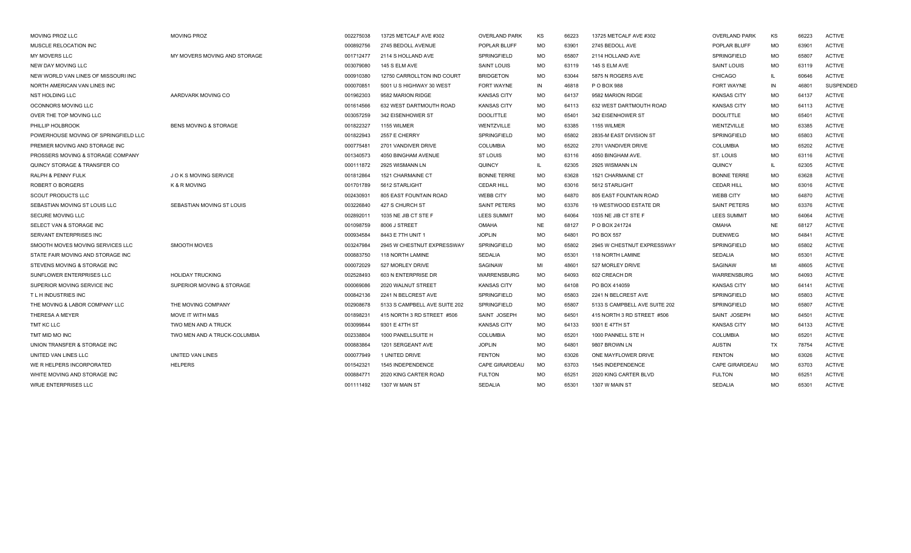| | | | | | | | | | | | | |
|---|---|---|---|---|---|---|---|---|---|---|---|---|
| MOVING PROZ LLC | MOVING PROZ | 002275038 | 13725 METCALF AVE #302 | OVERLAND PARK | KS | 66223 | 13725 METCALF AVE #302 | OVERLAND PARK | KS | 66223 | ACTIVE |
| MUSCLE RELOCATION INC | | 000892756 | 2745 BEDOLL AVENUE | POPLAR BLUFF | MO | 63901 | 2745 BEDOLL AVE | POPLAR BLUFF | MO | 63901 | ACTIVE |
| MY MOVERS LLC | MY MOVERS MOVING AND STORAGE | 001712477 | 2114 S HOLLAND AVE | SPRINGFIELD | MO | 65807 | 2114 HOLLAND AVE | SPRINGFIELD | MO | 65807 | ACTIVE |
| NEW DAY MOVING LLC | | 003079080 | 145 S ELM AVE | SAINT LOUIS | MO | 63119 | 145 S ELM AVE | SAINT LOUIS | MO | 63119 | ACTIVE |
| NEW WORLD VAN LINES OF MISSOURI INC | | 000910380 | 12750 CARROLLTON IND COURT | BRIDGETON | MO | 63044 | 5875 N ROGERS AVE | CHICAGO | IL | 60646 | ACTIVE |
| NORTH AMERICAN VAN LINES INC | | 000070851 | 5001 U S HIGHWAY 30 WEST | FORT WAYNE | IN | 46818 | P O BOX 988 | FORT WAYNE | IN | 46801 | SUSPENDED |
| NST HOLDING LLC | AARDVARK MOVING CO | 001962303 | 9582 MARION RIDGE | KANSAS CITY | MO | 64137 | 9582 MARION RIDGE | KANSAS CITY | MO | 64137 | ACTIVE |
| OCONNORS MOVING LLC | | 001614566 | 632 WEST DARTMOUTH ROAD | KANSAS CITY | MO | 64113 | 632 WEST DARTMOUTH ROAD | KANSAS CITY | MO | 64113 | ACTIVE |
| OVER THE TOP MOVING LLC | | 003057259 | 342 EISENHOWER ST | DOOLITTLE | MO | 65401 | 342 EISENHOWER ST | DOOLITTLE | MO | 65401 | ACTIVE |
| PHILLIP HOLBROOK | BENS MOVING & STORAGE | 001822327 | 1155 WILMER | WENTZVILLE | MO | 63385 | 1155 WILMER | WENTZVILLE | MO | 63385 | ACTIVE |
| POWERHOUSE MOVING OF SPRINGFIELD LLC | | 001822943 | 2557 E CHERRY | SPRINGFIELD | MO | 65802 | 2835-M EAST DIVISION ST | SPRINGFIELD | MO | 65803 | ACTIVE |
| PREMIER MOVING AND STORAGE INC | | 000775481 | 2701 VANDIVER DRIVE | COLUMBIA | MO | 65202 | 2701 VANDIVER DRIVE | COLUMBIA | MO | 65202 | ACTIVE |
| PROSSERS MOVING & STORAGE COMPANY | | 001340573 | 4050 BINGHAM AVENUE | ST LOUIS | MO | 63116 | 4050 BINGHAM AVE. | ST. LOUIS | MO | 63116 | ACTIVE |
| QUINCY STORAGE & TRANSFER CO | | 000111872 | 2925 WISMANN LN | QUINCY | IL | 62305 | 2925 WISMANN LN | QUINCY | IL | 62305 | ACTIVE |
| RALPH & PENNY FULK | J O K S MOVING SERVICE | 001812864 | 1521 CHARMAINE CT | BONNE TERRE | MO | 63628 | 1521 CHARMAINE CT | BONNE TERRE | MO | 63628 | ACTIVE |
| ROBERT O BORGERS | K & R MOVING | 001701789 | 5612 STARLIGHT | CEDAR HILL | MO | 63016 | 5612 STARLIGHT | CEDAR HILL | MO | 63016 | ACTIVE |
| SCOUT PRODUCTS LLC | | 002430931 | 805 EAST FOUNTAIN ROAD | WEBB CITY | MO | 64870 | 805 EAST FOUNTAIN ROAD | WEBB CITY | MO | 64870 | ACTIVE |
| SEBASTIAN MOVING ST LOUIS LLC | SEBASTIAN MOVING ST LOUIS | 003226840 | 427 S CHURCH ST | SAINT PETERS | MO | 63376 | 19 WESTWOOD ESTATE DR | SAINT PETERS | MO | 63376 | ACTIVE |
| SECURE MOVING LLC | | 002892011 | 1035 NE JIB CT STE F | LEES SUMMIT | MO | 64064 | 1035 NE JIB CT STE F | LEES SUMMIT | MO | 64064 | ACTIVE |
| SELECT VAN & STORAGE INC | | 001098759 | 8006 J STREET | OMAHA | NE | 68127 | P O BOX 241724 | OMAHA | NE | 68127 | ACTIVE |
| SERVANT ENTERPRISES INC | | 000934584 | 8443 E 7TH UNIT 1 | JOPLIN | MO | 64801 | PO BOX 557 | DUENWEG | MO | 64841 | ACTIVE |
| SMOOTH MOVES MOVING SERVICES LLC | SMOOTH MOVES | 003247984 | 2945 W CHESTNUT EXPRESSWAY | SPRINGFIELD | MO | 65802 | 2945 W CHESTNUT EXPRESSWAY | SPRINGFIELD | MO | 65802 | ACTIVE |
| STATE FAIR MOVING AND STORAGE INC | | 000883750 | 118 NORTH LAMINE | SEDALIA | MO | 65301 | 118 NORTH LAMINE | SEDALIA | MO | 65301 | ACTIVE |
| STEVENS MOVING & STORAGE INC | | 000072029 | 527 MORLEY DRIVE | SAGINAW | MI | 48601 | 527 MORLEY DRIVE | SAGINAW | MI | 48605 | ACTIVE |
| SUNFLOWER ENTERPRISES LLC | HOLIDAY TRUCKING | 002528493 | 603 N ENTERPRISE DR | WARRENSBURG | MO | 64093 | 602 CREACH DR | WARRENSBURG | MO | 64093 | ACTIVE |
| SUPERIOR MOVING SERVICE INC | SUPERIOR MOVING & STORAGE | 000069086 | 2020 WALNUT STREET | KANSAS CITY | MO | 64108 | PO BOX 414059 | KANSAS CITY | MO | 64141 | ACTIVE |
| T L H INDUSTRIES INC | | 000842136 | 2241 N BELCREST AVE | SPRINGFIELD | MO | 65803 | 2241 N BELCREST AVE | SPRINGFIELD | MO | 65803 | ACTIVE |
| THE MOVING & LABOR COMPANY LLC | THE MOVING COMPANY | 002908678 | 5133 S CAMPBELL AVE SUITE 202 | SPRINGFIELD | MO | 65807 | 5133 S CAMPBELL AVE SUITE 202 | SPRINGFIELD | MO | 65807 | ACTIVE |
| THERESA A MEYER | MOVE IT WITH M&S | 001898231 | 415 NORTH 3 RD STREET #506 | SAINT JOSEPH | MO | 64501 | 415 NORTH 3 RD STREET #506 | SAINT JOSEPH | MO | 64501 | ACTIVE |
| TMT KC LLC | TWO MEN AND A TRUCK | 003099844 | 9301 E 47TH ST | KANSAS CITY | MO | 64133 | 9301 E 47TH ST | KANSAS CITY | MO | 64133 | ACTIVE |
| TMT MID MO INC | TWO MEN AND A TRUCK-COLUMBIA | 002338804 | 1000 PANELLSUITE H | COLUMBIA | MO | 65201 | 1000 PANNELL STE H | COLUMBIA | MO | 65201 | ACTIVE |
| UNION TRANSFER & STORAGE INC | | 000883864 | 1201 SERGEANT AVE | JOPLIN | MO | 64801 | 9807 BROWN LN | AUSTIN | TX | 78754 | ACTIVE |
| UNITED VAN LINES LLC | UNITED VAN LINES | 000077949 | 1 UNITED DRIVE | FENTON | MO | 63026 | ONE MAYFLOWER DRIVE | FENTON | MO | 63026 | ACTIVE |
| WE R HELPERS INCORPORATED | HELPERS | 001542321 | 1545 INDEPENDENCE | CAPE GIRARDEAU | MO | 63703 | 1545 INDEPENDENCE | CAPE GIRARDEAU | MO | 63703 | ACTIVE |
| WHITE MOVING AND STORAGE INC | | 000884771 | 2020 KING CARTER ROAD | FULTON | MO | 65251 | 2020 KING CARTER BLVD | FULTON | MO | 65251 | ACTIVE |
| WRJE ENTERPRISES LLC | | 001111492 | 1307 W MAIN ST | SEDALIA | MO | 65301 | 1307 W MAIN ST | SEDALIA | MO | 65301 | ACTIVE |